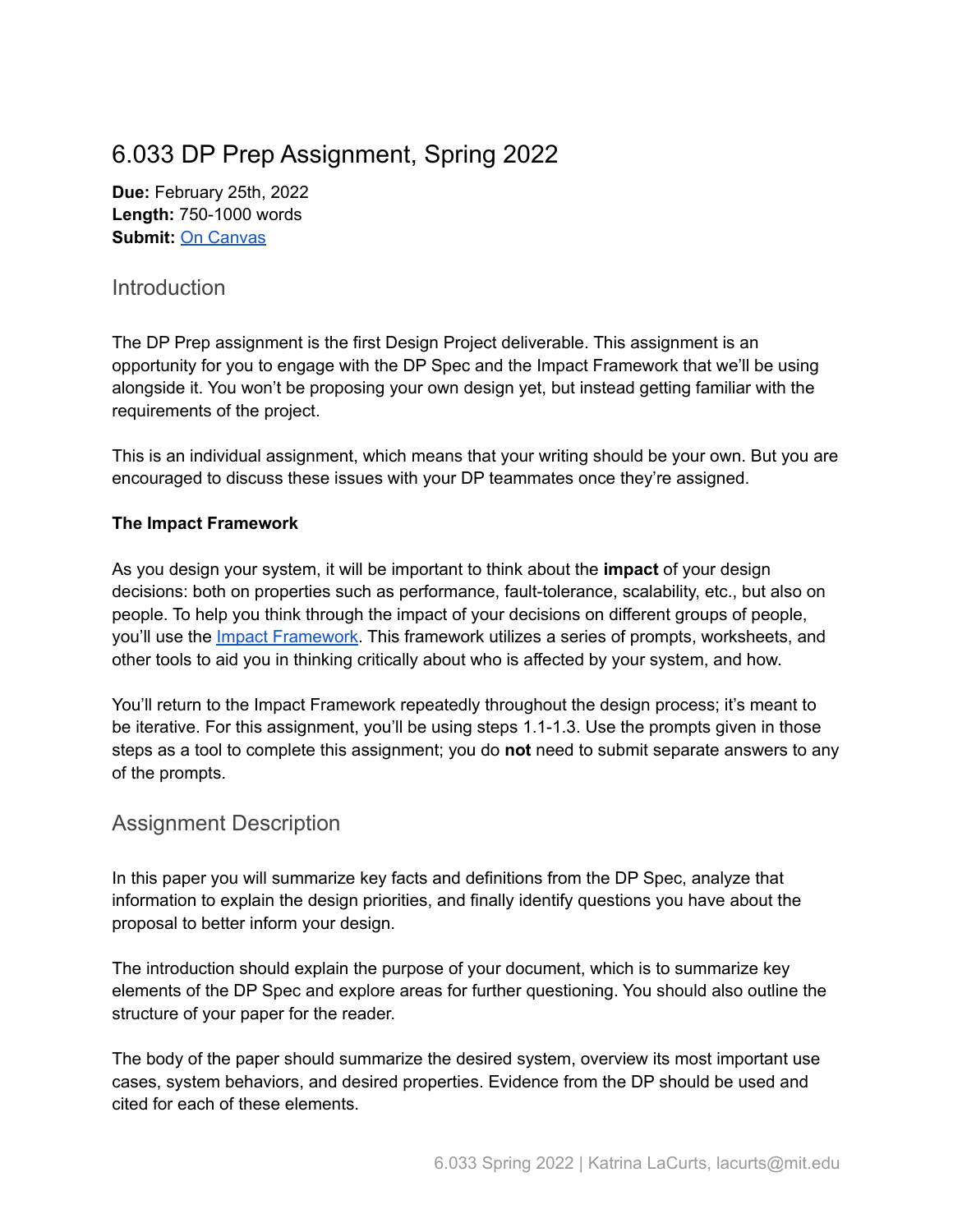# 6.033 DP Prep Assignment, Spring 2022

**Due:** February 25th, 2022
**Length:** 750-1000 words
**Submit:** [On Canvas](#)

## Introduction

The DP Prep assignment is the first Design Project deliverable. This assignment is an opportunity for you to engage with the DP Spec and the Impact Framework that we'll be using alongside it. You won't be proposing your own design yet, but instead getting familiar with the requirements of the project.

This is an individual assignment, which means that your writing should be your own. But you are encouraged to discuss these issues with your DP teammates once they're assigned.

**The Impact Framework**

As you design your system, it will be important to think about the **impact** of your design decisions: both on properties such as performance, fault-tolerance, scalability, etc., but also on people. To help you think through the impact of your decisions on different groups of people, you'll use the [Impact Framework](#). This framework utilizes a series of prompts, worksheets, and other tools to aid you in thinking critically about who is affected by your system, and how.

You'll return to the Impact Framework repeatedly throughout the design process; it's meant to be iterative. For this assignment, you'll be using steps 1.1-1.3. Use the prompts given in those steps as a tool to complete this assignment; you do **not** need to submit separate answers to any of the prompts.

## Assignment Description

In this paper you will summarize key facts and definitions from the DP Spec, analyze that information to explain the design priorities, and finally identify questions you have about the proposal to better inform your design.

The introduction should explain the purpose of your document, which is to summarize key elements of the DP Spec and explore areas for further questioning. You should also outline the structure of your paper for the reader.

The body of the paper should summarize the desired system, overview its most important use cases, system behaviors, and desired properties. Evidence from the DP should be used and cited for each of these elements.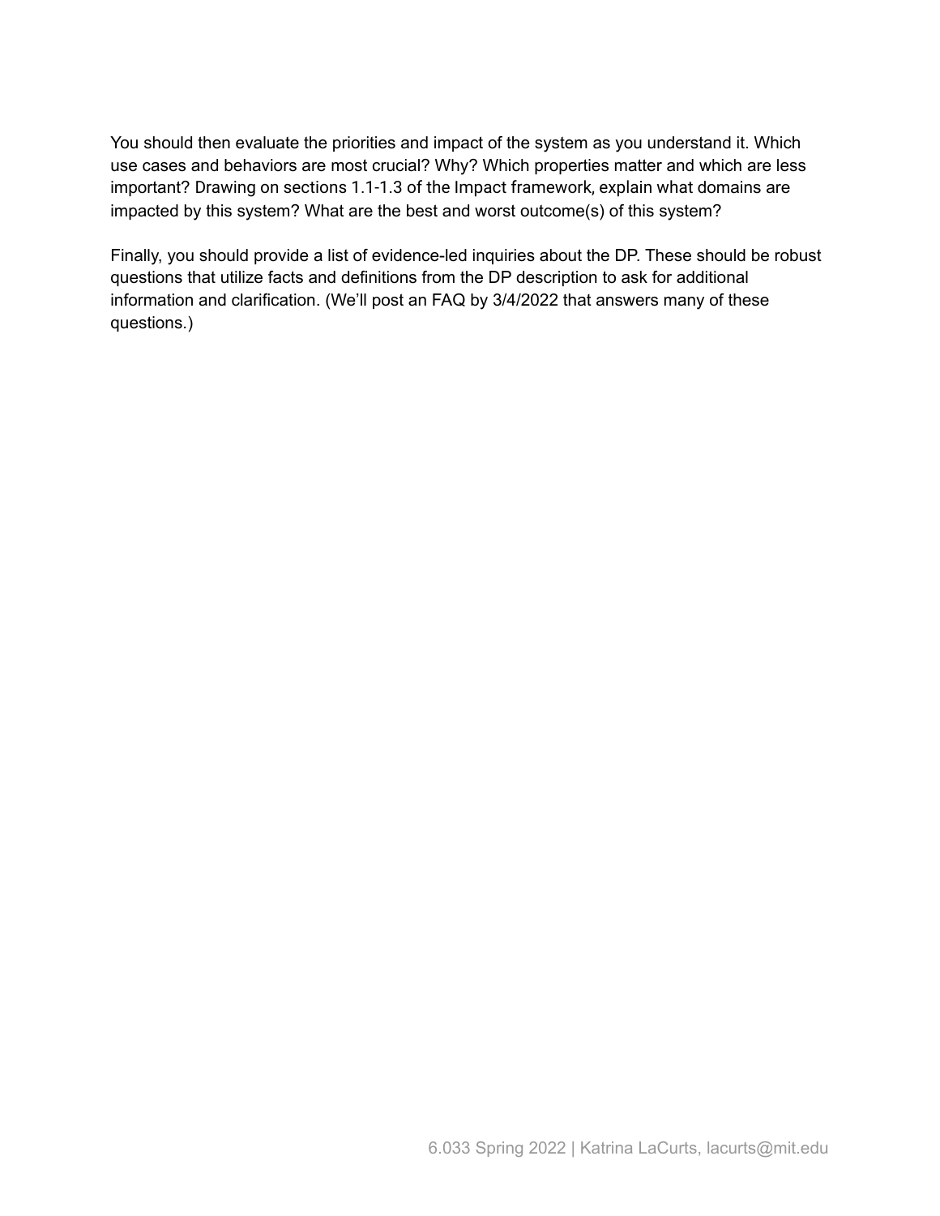You should then evaluate the priorities and impact of the system as you understand it. Which use cases and behaviors are most crucial? Why? Which properties matter and which are less important? Drawing on sections 1.1-1.3 of the Impact framework, explain what domains are impacted by this system? What are the best and worst outcome(s) of this system?

Finally, you should provide a list of evidence-led inquiries about the DP. These should be robust questions that utilize facts and definitions from the DP description to ask for additional information and clarification. (We'll post an FAQ by 3/4/2022 that answers many of these questions.)